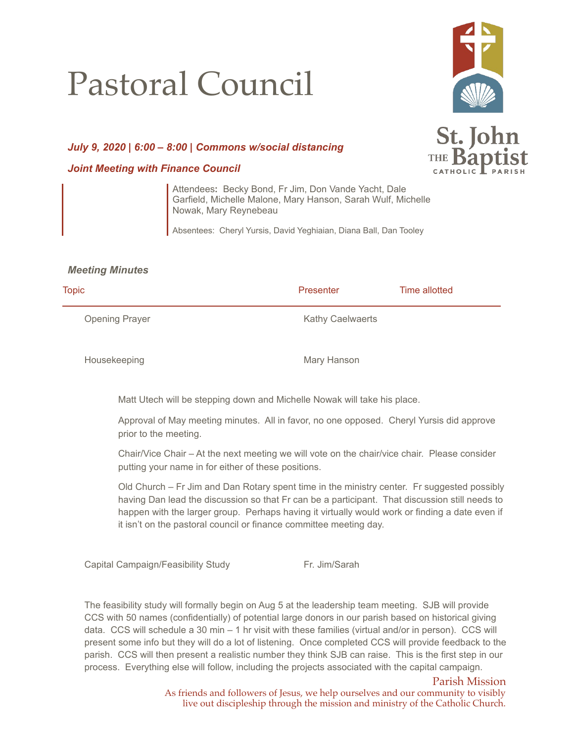# Pastoral Council

St. John the Baptist Catholic Parish

***July 9, 2020 | 6:00 – 8:00 | Commons w/social distancing***

***Joint Meeting with Finance Council***

Attendees**:** Becky Bond, Fr Jim, Don Vande Yacht, Dale Garfield, Michelle Malone, Mary Hanson, Sarah Wulf, Michelle Nowak, Mary Reynebeau

Absentees: Cheryl Yursis, David Yeghiaian, Diana Ball, Dan Tooley

***Meeting Minutes***

| Topic | Presenter | Time allotted |
|---|---|---|
| Opening Prayer | Kathy Caelwaerts | |
| Housekeeping | Mary Hanson | |

Matt Utech will be stepping down and Michelle Nowak will take his place.

Approval of May meeting minutes. All in favor, no one opposed. Cheryl Yursis did approve prior to the meeting.

Chair/Vice Chair – At the next meeting we will vote on the chair/vice chair. Please consider putting your name in for either of these positions.

Old Church – Fr Jim and Dan Rotary spent time in the ministry center. Fr suggested possibly having Dan lead the discussion so that Fr can be a participant. That discussion still needs to happen with the larger group. Perhaps having it virtually would work or finding a date even if it isn't on the pastoral council or finance committee meeting day.

| Topic | Presenter | Time allotted |
|---|---|---|
| Capital Campaign/Feasibility Study | Fr. Jim/Sarah | |

The feasibility study will formally begin on Aug 5 at the leadership team meeting. SJB will provide CCS with 50 names (confidentially) of potential large donors in our parish based on historical giving data. CCS will schedule a 30 min – 1 hr visit with these families (virtual and/or in person). CCS will present some info but they will do a lot of listening. Once completed CCS will provide feedback to the parish. CCS will then present a realistic number they think SJB can raise. This is the first step in our process. Everything else will follow, including the projects associated with the capital campaign.

Parish Mission

As friends and followers of Jesus, we help ourselves and our community to visibly live out discipleship through the mission and ministry of the Catholic Church.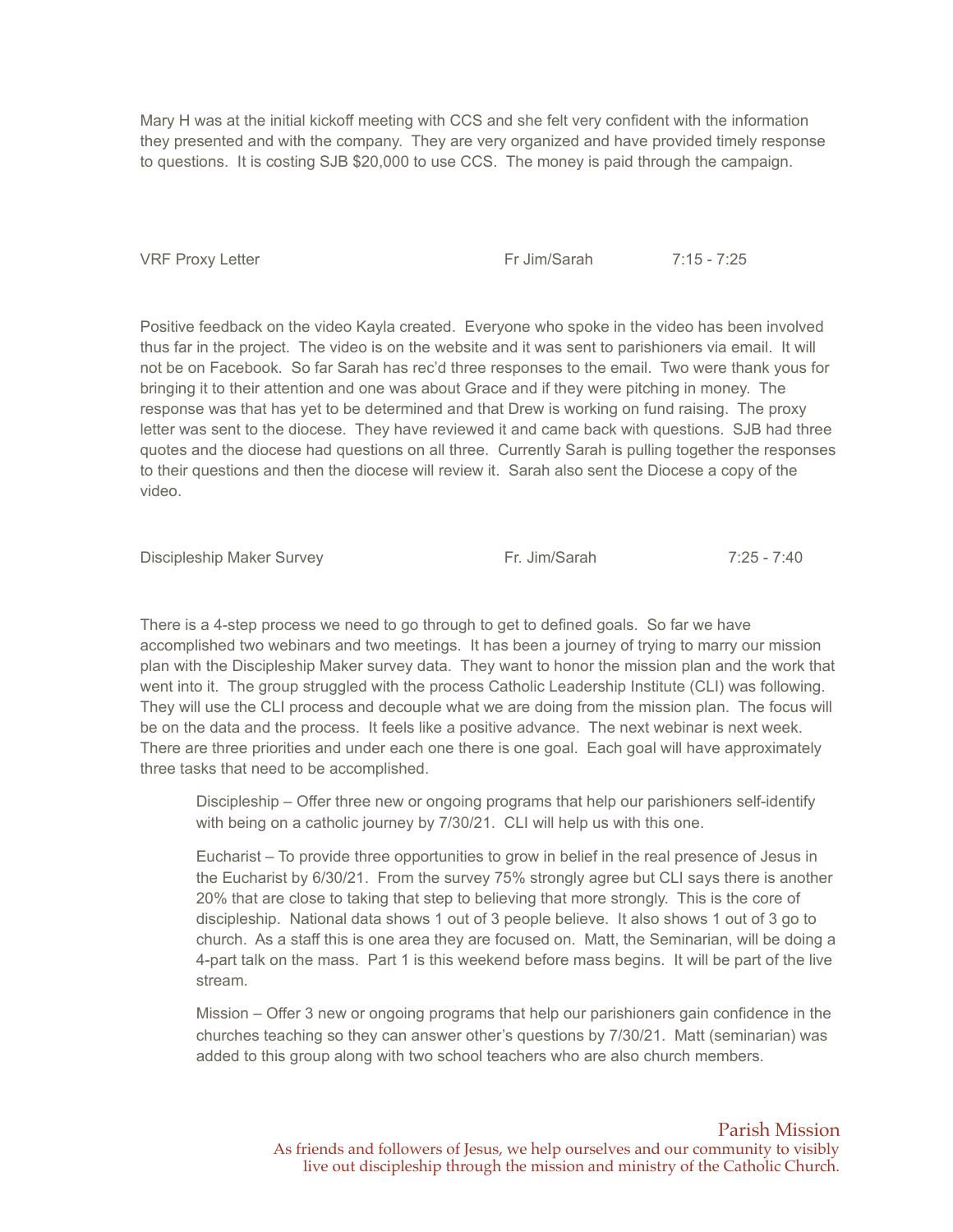Mary H was at the initial kickoff meeting with CCS and she felt very confident with the information they presented and with the company. They are very organized and have provided timely response to questions. It is costing SJB $20,000 to use CCS. The money is paid through the campaign.

| VRF Proxy Letter | Fr Jim/Sarah | 7:15 - 7:25 |
|---|---|---|

Positive feedback on the video Kayla created. Everyone who spoke in the video has been involved thus far in the project. The video is on the website and it was sent to parishioners via email. It will not be on Facebook. So far Sarah has rec'd three responses to the email. Two were thank yous for bringing it to their attention and one was about Grace and if they were pitching in money. The response was that has yet to be determined and that Drew is working on fund raising. The proxy letter was sent to the diocese. They have reviewed it and came back with questions. SJB had three quotes and the diocese had questions on all three. Currently Sarah is pulling together the responses to their questions and then the diocese will review it. Sarah also sent the Diocese a copy of the video.

| Discipleship Maker Survey | Fr. Jim/Sarah | 7:25 - 7:40 |
|---|---|---|

There is a 4-step process we need to go through to get to defined goals. So far we have accomplished two webinars and two meetings. It has been a journey of trying to marry our mission plan with the Discipleship Maker survey data. They want to honor the mission plan and the work that went into it. The group struggled with the process Catholic Leadership Institute (CLI) was following. They will use the CLI process and decouple what we are doing from the mission plan. The focus will be on the data and the process. It feels like a positive advance. The next webinar is next week. There are three priorities and under each one there is one goal. Each goal will have approximately three tasks that need to be accomplished.

> Discipleship – Offer three new or ongoing programs that help our parishioners self-identify with being on a catholic journey by 7/30/21. CLI will help us with this one.
>
> Eucharist – To provide three opportunities to grow in belief in the real presence of Jesus in the Eucharist by 6/30/21. From the survey 75% strongly agree but CLI says there is another 20% that are close to taking that step to believing that more strongly. This is the core of discipleship. National data shows 1 out of 3 people believe. It also shows 1 out of 3 go to church. As a staff this is one area they are focused on. Matt, the Seminarian, will be doing a 4-part talk on the mass. Part 1 is this weekend before mass begins. It will be part of the live stream.
>
> Mission – Offer 3 new or ongoing programs that help our parishioners gain confidence in the churches teaching so they can answer other's questions by 7/30/21. Matt (seminarian) was added to this group along with two school teachers who are also church members.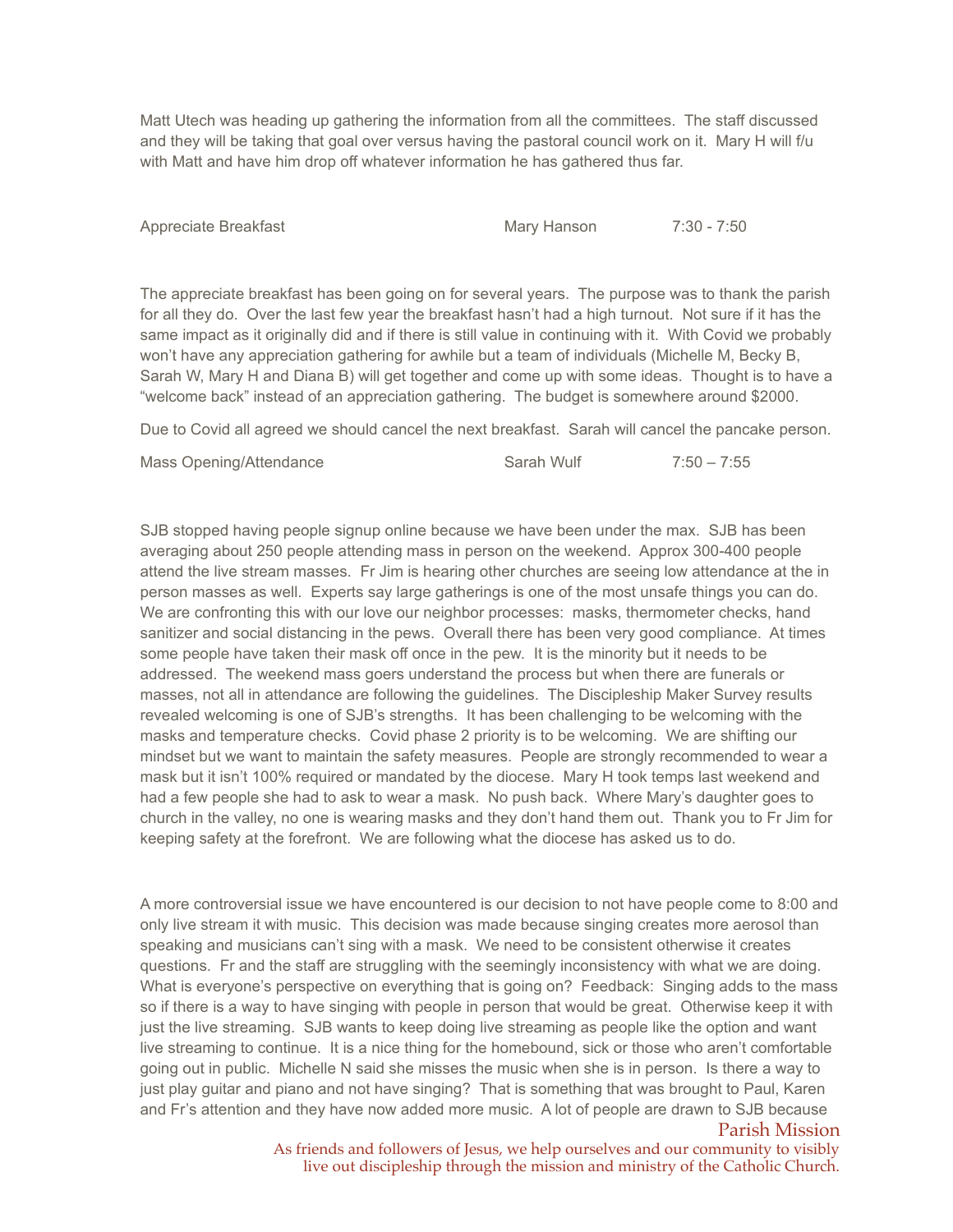Matt Utech was heading up gathering the information from all the committees. The staff discussed and they will be taking that goal over versus having the pastoral council work on it. Mary H will f/u with Matt and have him drop off whatever information he has gathered thus far.

| Appreciate Breakfast | Mary Hanson | 7:30 - 7:50 |
|---|---|---|

The appreciate breakfast has been going on for several years. The purpose was to thank the parish for all they do. Over the last few year the breakfast hasn't had a high turnout. Not sure if it has the same impact as it originally did and if there is still value in continuing with it. With Covid we probably won't have any appreciation gathering for awhile but a team of individuals (Michelle M, Becky B, Sarah W, Mary H and Diana B) will get together and come up with some ideas. Thought is to have a "welcome back" instead of an appreciation gathering. The budget is somewhere around $2000.

Due to Covid all agreed we should cancel the next breakfast. Sarah will cancel the pancake person.

| Mass Opening/Attendance | Sarah Wulf | 7:50 – 7:55 |
|---|---|---|

SJB stopped having people signup online because we have been under the max. SJB has been averaging about 250 people attending mass in person on the weekend. Approx 300-400 people attend the live stream masses. Fr Jim is hearing other churches are seeing low attendance at the in person masses as well. Experts say large gatherings is one of the most unsafe things you can do. We are confronting this with our love our neighbor processes: masks, thermometer checks, hand sanitizer and social distancing in the pews. Overall there has been very good compliance. At times some people have taken their mask off once in the pew. It is the minority but it needs to be addressed. The weekend mass goers understand the process but when there are funerals or masses, not all in attendance are following the guidelines. The Discipleship Maker Survey results revealed welcoming is one of SJB's strengths. It has been challenging to be welcoming with the masks and temperature checks. Covid phase 2 priority is to be welcoming. We are shifting our mindset but we want to maintain the safety measures. People are strongly recommended to wear a mask but it isn't 100% required or mandated by the diocese. Mary H took temps last weekend and had a few people she had to ask to wear a mask. No push back. Where Mary's daughter goes to church in the valley, no one is wearing masks and they don't hand them out. Thank you to Fr Jim for keeping safety at the forefront. We are following what the diocese has asked us to do.

A more controversial issue we have encountered is our decision to not have people come to 8:00 and only live stream it with music. This decision was made because singing creates more aerosol than speaking and musicians can't sing with a mask. We need to be consistent otherwise it creates questions. Fr and the staff are struggling with the seemingly inconsistency with what we are doing. What is everyone's perspective on everything that is going on? Feedback: Singing adds to the mass so if there is a way to have singing with people in person that would be great. Otherwise keep it with just the live streaming. SJB wants to keep doing live streaming as people like the option and want live streaming to continue. It is a nice thing for the homebound, sick or those who aren't comfortable going out in public. Michelle N said she misses the music when she is in person. Is there a way to just play guitar and piano and not have singing? That is something that was brought to Paul, Karen and Fr's attention and they have now added more music. A lot of people are drawn to SJB because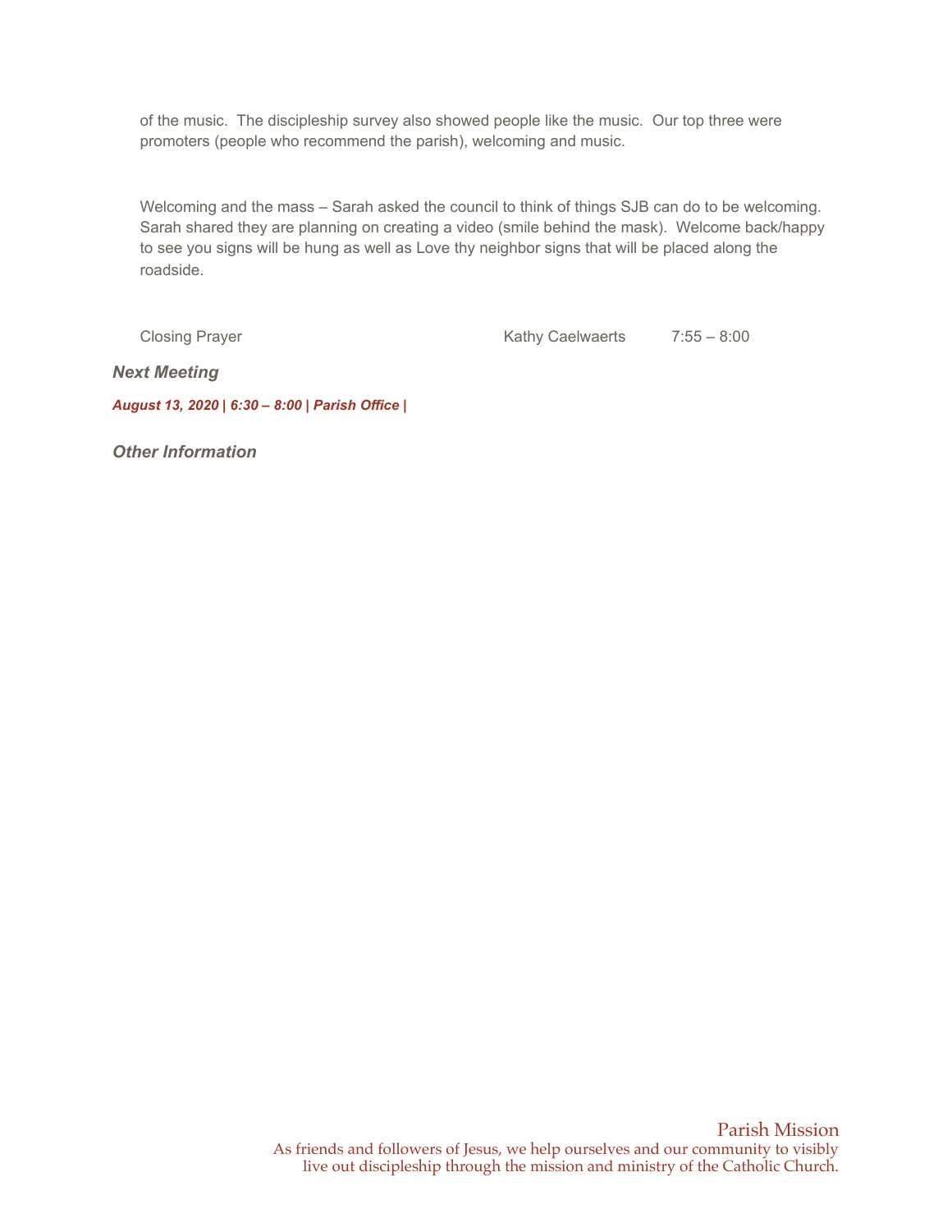of the music.  The discipleship survey also showed people like the music.  Our top three were promoters (people who recommend the parish), welcoming and music.

Welcoming and the mass – Sarah asked the council to think of things SJB can do to be welcoming. Sarah shared they are planning on creating a video (smile behind the mask).  Welcome back/happy to see you signs will be hung as well as Love thy neighbor signs that will be placed along the roadside.

| | | |
|---|---|---|
| Closing Prayer | Kathy Caelwaerts | 7:55 – 8:00 |

### *Next Meeting*

***August 13, 2020 | 6:30 – 8:00 | Parish Office |***

### *Other Information*

Parish Mission

As friends and followers of Jesus, we help ourselves and our community to visibly live out discipleship through the mission and ministry of the Catholic Church.